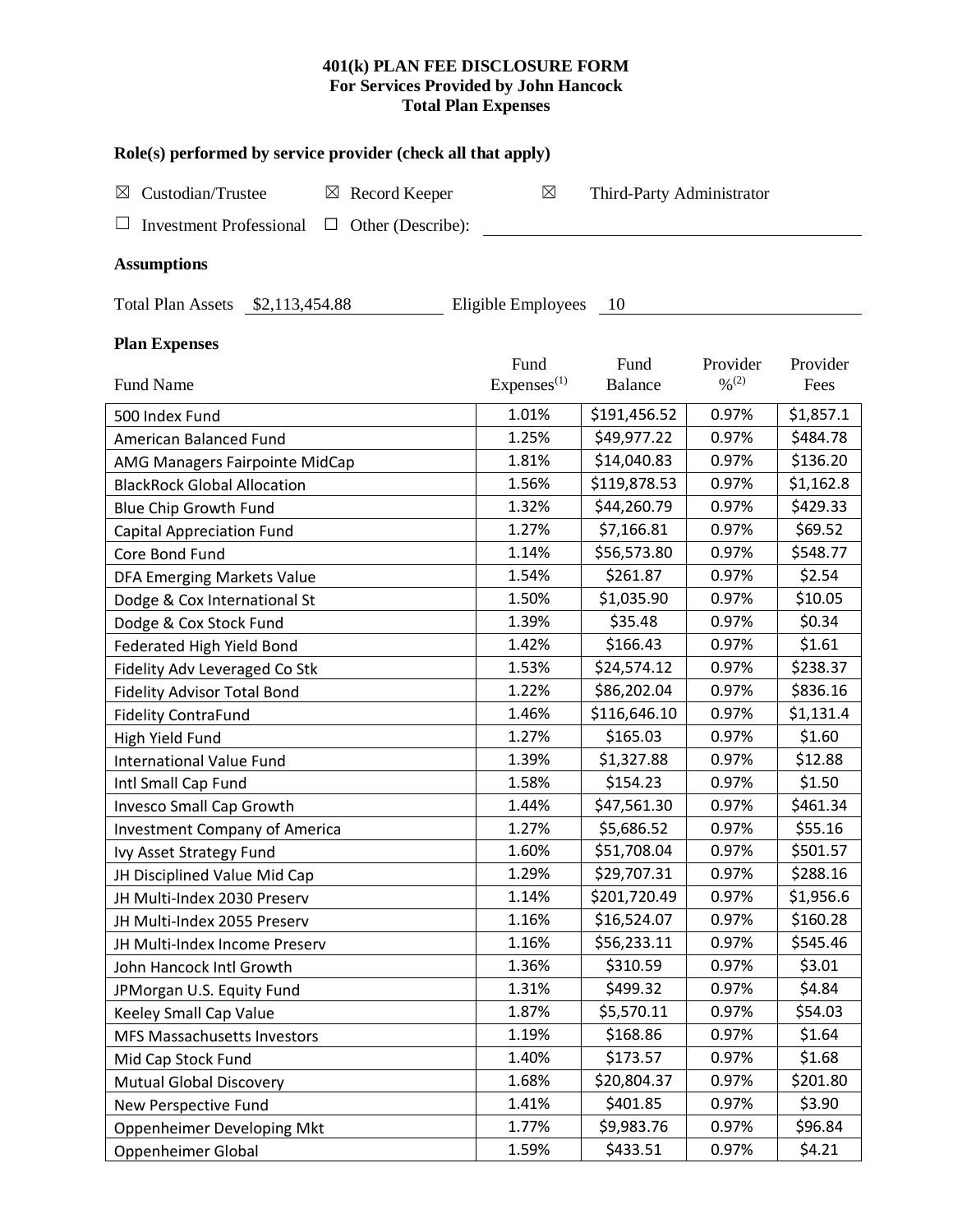# 401(k) PLAN FEE DISCLOSURE FORM
## For Services Provided by John Hancock
## Total Plan Expenses

### Role(s) performed by service provider (check all that apply)

☒ Custodian/Trustee ☒ Record Keeper ☒ Third-Party Administrator

☐ Investment Professional ☐ Other (Describe): ______________________

### Assumptions

Total Plan Assets $2,113,454.88 Eligible Employees 10

### Plan Expenses

| Fund Name | Fund Expenses[1] | Fund Balance | Provider %[2] | Provider Fees |
|---|---|---|---|---|
| 500 Index Fund | 1.01% | $191,456.52 | 0.97% | $1,857.1 |
| American Balanced Fund | 1.25% | $49,977.22 | 0.97% | $484.78 |
| AMG Managers Fairpointe MidCap | 1.81% | $14,040.83 | 0.97% | $136.20 |
| BlackRock Global Allocation | 1.56% | $119,878.53 | 0.97% | $1,162.8 |
| Blue Chip Growth Fund | 1.32% | $44,260.79 | 0.97% | $429.33 |
| Capital Appreciation Fund | 1.27% | $7,166.81 | 0.97% | $69.52 |
| Core Bond Fund | 1.14% | $56,573.80 | 0.97% | $548.77 |
| DFA Emerging Markets Value | 1.54% | $261.87 | 0.97% | $2.54 |
| Dodge & Cox International St | 1.50% | $1,035.90 | 0.97% | $10.05 |
| Dodge & Cox Stock Fund | 1.39% | $35.48 | 0.97% | $0.34 |
| Federated High Yield Bond | 1.42% | $166.43 | 0.97% | $1.61 |
| Fidelity Adv Leveraged Co Stk | 1.53% | $24,574.12 | 0.97% | $238.37 |
| Fidelity Advisor Total Bond | 1.22% | $86,202.04 | 0.97% | $836.16 |
| Fidelity ContraFund | 1.46% | $116,646.10 | 0.97% | $1,131.4 |
| High Yield Fund | 1.27% | $165.03 | 0.97% | $1.60 |
| International Value Fund | 1.39% | $1,327.88 | 0.97% | $12.88 |
| Intl Small Cap Fund | 1.58% | $154.23 | 0.97% | $1.50 |
| Invesco Small Cap Growth | 1.44% | $47,561.30 | 0.97% | $461.34 |
| Investment Company of America | 1.27% | $5,686.52 | 0.97% | $55.16 |
| Ivy Asset Strategy Fund | 1.60% | $51,708.04 | 0.97% | $501.57 |
| JH Disciplined Value Mid Cap | 1.29% | $29,707.31 | 0.97% | $288.16 |
| JH Multi-Index 2030 Preserv | 1.14% | $201,720.49 | 0.97% | $1,956.6 |
| JH Multi-Index 2055 Preserv | 1.16% | $16,524.07 | 0.97% | $160.28 |
| JH Multi-Index Income Preserv | 1.16% | $56,233.11 | 0.97% | $545.46 |
| John Hancock Intl Growth | 1.36% | $310.59 | 0.97% | $3.01 |
| JPMorgan U.S. Equity Fund | 1.31% | $499.32 | 0.97% | $4.84 |
| Keeley Small Cap Value | 1.87% | $5,570.11 | 0.97% | $54.03 |
| MFS Massachusetts Investors | 1.19% | $168.86 | 0.97% | $1.64 |
| Mid Cap Stock Fund | 1.40% | $173.57 | 0.97% | $1.68 |
| Mutual Global Discovery | 1.68% | $20,804.37 | 0.97% | $201.80 |
| New Perspective Fund | 1.41% | $401.85 | 0.97% | $3.90 |
| Oppenheimer Developing Mkt | 1.77% | $9,983.76 | 0.97% | $96.84 |
| Oppenheimer Global | 1.59% | $433.51 | 0.97% | $4.21 |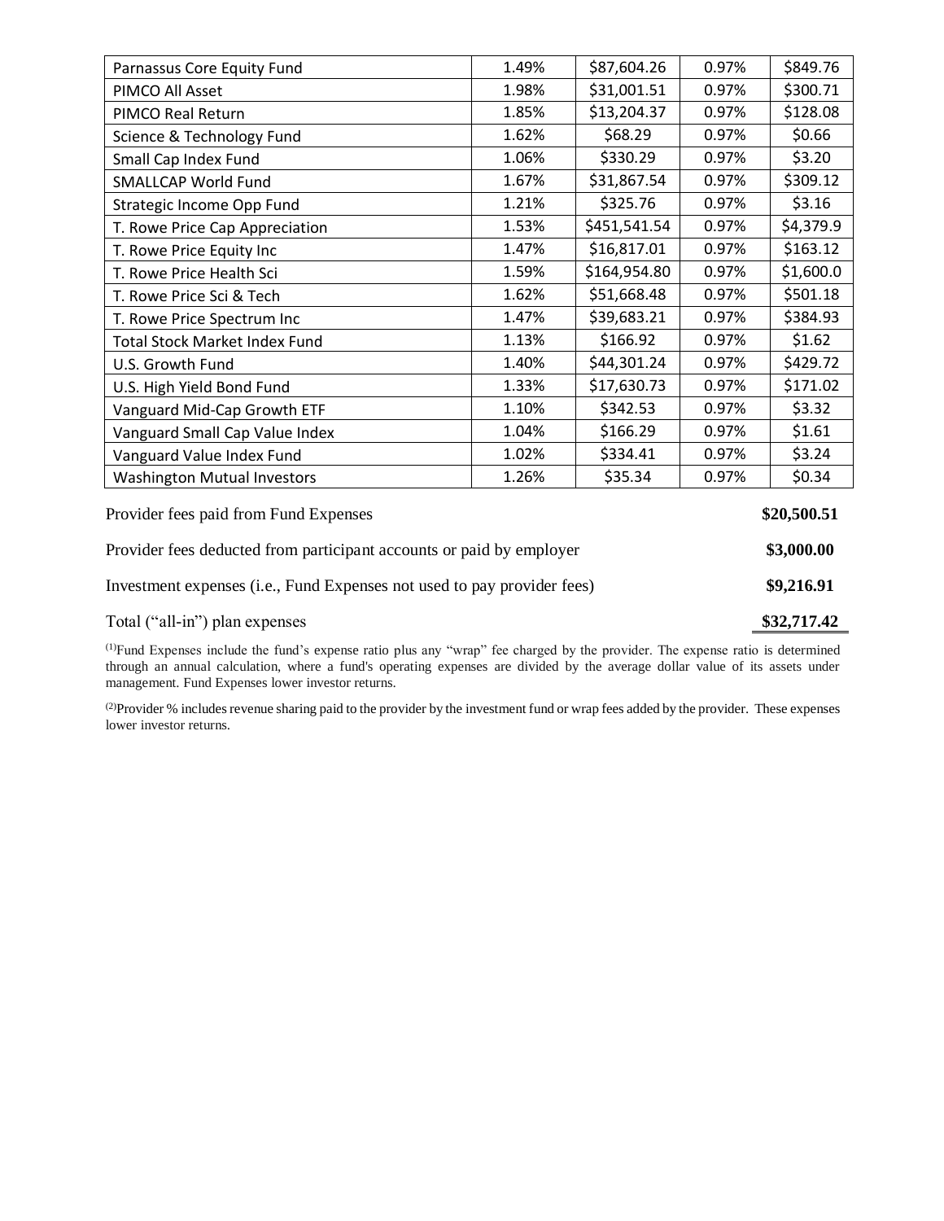| | | | | |
|---|---|---|---|---|
| Parnassus Core Equity Fund | 1.49% | $87,604.26 | 0.97% | $849.76 |
| PIMCO All Asset | 1.98% | $31,001.51 | 0.97% | $300.71 |
| PIMCO Real Return | 1.85% | $13,204.37 | 0.97% | $128.08 |
| Science & Technology Fund | 1.62% | $68.29 | 0.97% | $0.66 |
| Small Cap Index Fund | 1.06% | $330.29 | 0.97% | $3.20 |
| SMALLCAP World Fund | 1.67% | $31,867.54 | 0.97% | $309.12 |
| Strategic Income Opp Fund | 1.21% | $325.76 | 0.97% | $3.16 |
| T. Rowe Price Cap Appreciation | 1.53% | $451,541.54 | 0.97% | $4,379.9 |
| T. Rowe Price Equity Inc | 1.47% | $16,817.01 | 0.97% | $163.12 |
| T. Rowe Price Health Sci | 1.59% | $164,954.80 | 0.97% | $1,600.0 |
| T. Rowe Price Sci & Tech | 1.62% | $51,668.48 | 0.97% | $501.18 |
| T. Rowe Price Spectrum Inc | 1.47% | $39,683.21 | 0.97% | $384.93 |
| Total Stock Market Index Fund | 1.13% | $166.92 | 0.97% | $1.62 |
| U.S. Growth Fund | 1.40% | $44,301.24 | 0.97% | $429.72 |
| U.S. High Yield Bond Fund | 1.33% | $17,630.73 | 0.97% | $171.02 |
| Vanguard Mid-Cap Growth ETF | 1.10% | $342.53 | 0.97% | $3.32 |
| Vanguard Small Cap Value Index | 1.04% | $166.29 | 0.97% | $1.61 |
| Vanguard Value Index Fund | 1.02% | $334.41 | 0.97% | $3.24 |
| Washington Mutual Investors | 1.26% | $35.34 | 0.97% | $0.34 |

| | |
|---|---|
| Provider fees paid from Fund Expenses | **$20,500.51** |
| Provider fees deducted from participant accounts or paid by employer | **$3,000.00** |
| Investment expenses (i.e., Fund Expenses not used to pay provider fees) | **$9,216.91** |
| Total ("all-in") plan expenses | **$32,717.42** |

(1)Fund Expenses include the fund's expense ratio plus any "wrap" fee charged by the provider. The expense ratio is determined through an annual calculation, where a fund's operating expenses are divided by the average dollar value of its assets under management. Fund Expenses lower investor returns.

(2)Provider % includes revenue sharing paid to the provider by the investment fund or wrap fees added by the provider. These expenses lower investor returns.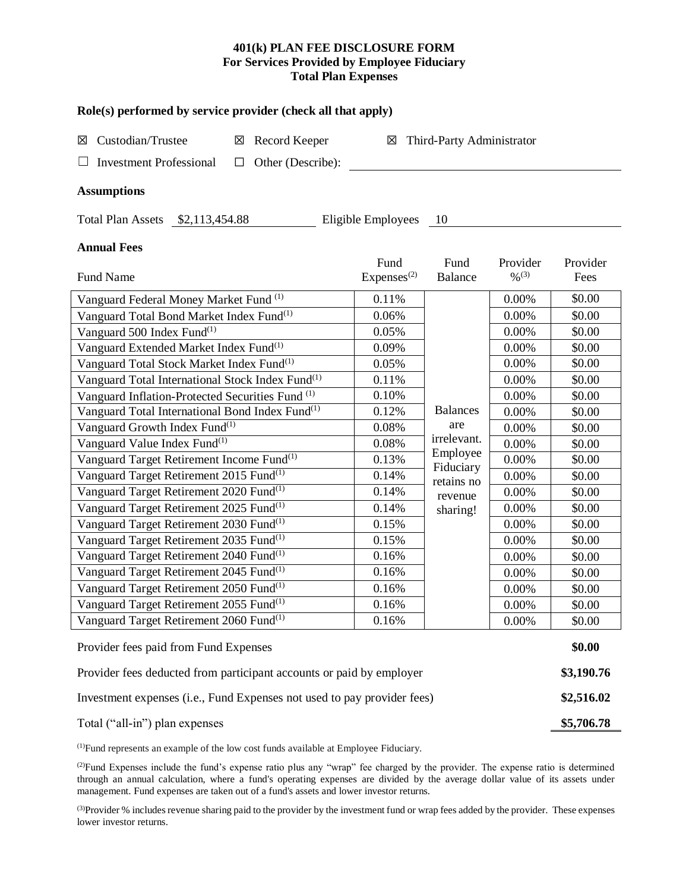**401(k) PLAN FEE DISCLOSURE FORM**
**For Services Provided by Employee Fiduciary**
**Total Plan Expenses**

**Role(s) performed by service provider (check all that apply)**

☒ Custodian/Trustee ☒ Record Keeper ☒ Third-Party Administrator

☐ Investment Professional ☐ Other (Describe): \_\_\_\_\_\_\_\_\_\_

**Assumptions**

Total Plan Assets $2,113,454.88 Eligible Employees 10

**Annual Fees**

| Fund Name | Fund Expenses[2] | Fund Balance | Provider %[3] | Provider Fees |
|---|---|---|---|---|
| Vanguard Federal Money Market Fund [1] | 0.11% | Balances are irrelevant. Employee Fiduciary retains no revenue sharing! | 0.00% | $0.00 |
| Vanguard Total Bond Market Index Fund[1] | 0.06% | | 0.00% | $0.00 |
| Vanguard 500 Index Fund[1] | 0.05% | | 0.00% | $0.00 |
| Vanguard Extended Market Index Fund[1] | 0.09% | | 0.00% | $0.00 |
| Vanguard Total Stock Market Index Fund[1] | 0.05% | | 0.00% | $0.00 |
| Vanguard Total International Stock Index Fund[1] | 0.11% | | 0.00% | $0.00 |
| Vanguard Inflation-Protected Securities Fund [1] | 0.10% | | 0.00% | $0.00 |
| Vanguard Total International Bond Index Fund[1] | 0.12% | | 0.00% | $0.00 |
| Vanguard Growth Index Fund[1] | 0.08% | | 0.00% | $0.00 |
| Vanguard Value Index Fund[1] | 0.08% | | 0.00% | $0.00 |
| Vanguard Target Retirement Income Fund[1] | 0.13% | | 0.00% | $0.00 |
| Vanguard Target Retirement 2015 Fund[1] | 0.14% | | 0.00% | $0.00 |
| Vanguard Target Retirement 2020 Fund[1] | 0.14% | | 0.00% | $0.00 |
| Vanguard Target Retirement 2025 Fund[1] | 0.14% | | 0.00% | $0.00 |
| Vanguard Target Retirement 2030 Fund[1] | 0.15% | | 0.00% | $0.00 |
| Vanguard Target Retirement 2035 Fund[1] | 0.15% | | 0.00% | $0.00 |
| Vanguard Target Retirement 2040 Fund[1] | 0.16% | | 0.00% | $0.00 |
| Vanguard Target Retirement 2045 Fund[1] | 0.16% | | 0.00% | $0.00 |
| Vanguard Target Retirement 2050 Fund[1] | 0.16% | | 0.00% | $0.00 |
| Vanguard Target Retirement 2055 Fund[1] | 0.16% | | 0.00% | $0.00 |
| Vanguard Target Retirement 2060 Fund[1] | 0.16% | | 0.00% | $0.00 |

| | |
|---|---|
| Provider fees paid from Fund Expenses | **$0.00** |
| Provider fees deducted from participant accounts or paid by employer | **$3,190.76** |
| Investment expenses (i.e., Fund Expenses not used to pay provider fees) | **$2,516.02** |
| Total ("all-in") plan expenses | **$5,706.78** |

[1]Fund represents an example of the low cost funds available at Employee Fiduciary.

[2]Fund Expenses include the fund's expense ratio plus any "wrap" fee charged by the provider. The expense ratio is determined through an annual calculation, where a fund's operating expenses are divided by the average dollar value of its assets under management. Fund expenses are taken out of a fund's assets and lower investor returns.

[3]Provider % includes revenue sharing paid to the provider by the investment fund or wrap fees added by the provider. These expenses lower investor returns.